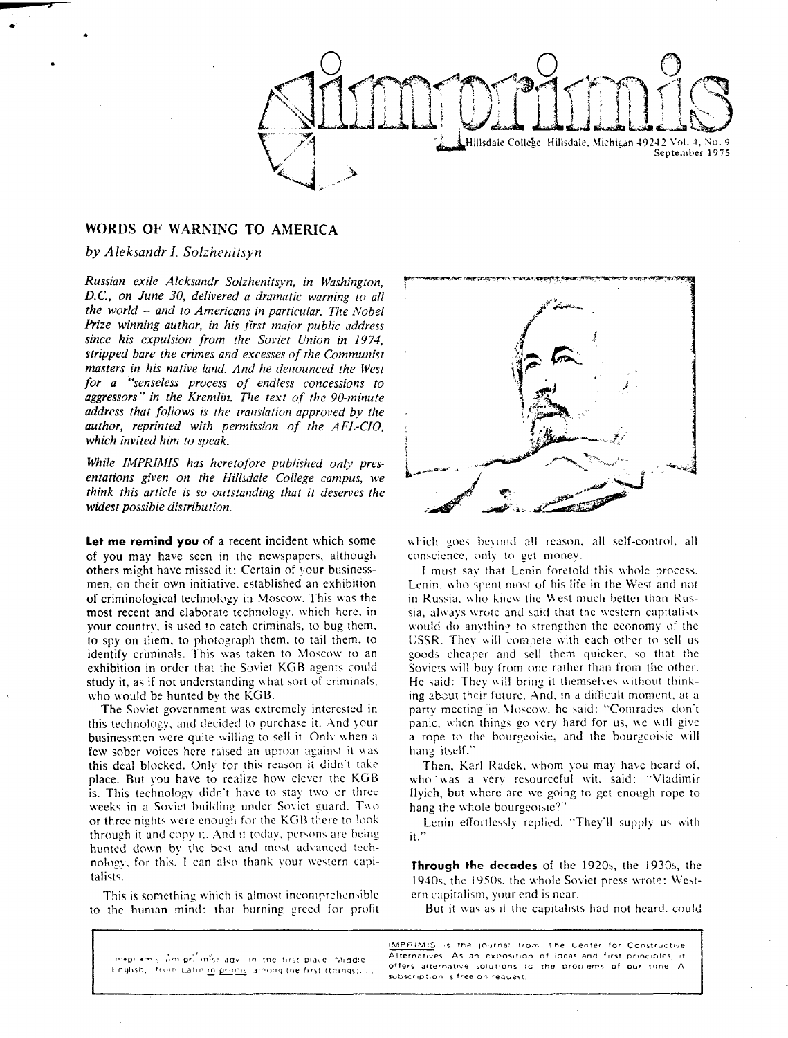# imprimis

Hillsdale College Hillsdale, Michigan 49242 Vol. 4, No. 9
September 1975

## WORDS OF WARNING TO AMERICA

*by Aleksandr I. Solzhenitsyn*

*Russian exile Aleksandr Solzhenitsyn, in Washington, D.C., on June 30, delivered a dramatic warning to all the world – and to Americans in particular. The Nobel Prize winning author, in his first major public address since his expulsion from the Soviet Union in 1974, stripped bare the crimes and excesses of the Communist masters in his native land. And he denounced the West for a "senseless process of endless concessions to aggressors" in the Kremlin. The text of the 90-minute address that follows is the translation approved by the author, reprinted with permission of the AFL-CIO, which invited him to speak.*

*While IMPRIMIS has heretofore published only presentations given on the Hillsdale College campus, we think this article is so outstanding that it deserves the widest possible distribution.*

**Let me remind you** of a recent incident which some of you may have seen in the newspapers, although others might have missed it: Certain of your businessmen, on their own initiative, established an exhibition of criminological technology in Moscow. This was the most recent and elaborate technology, which here, in your country, is used to catch criminals, to bug them, to spy on them, to photograph them, to tail them, to identify criminals. This was taken to Moscow to an exhibition in order that the Soviet KGB agents could study it, as if not understanding what sort of criminals, who would be hunted by the KGB.

The Soviet government was extremely interested in this technology, and decided to purchase it. And your businessmen were quite willing to sell it. Only when a few sober voices here raised an uproar against it was this deal blocked. Only for this reason it didn't take place. But you have to realize how clever the KGB is. This technology didn't have to stay two or three weeks in a Soviet building under Soviet guard. Two or three nights were enough for the KGB there to look through it and copy it. And if today, persons are being hunted down by the best and most advanced technology, for this, I can also thank your western capitalists.

This is something which is almost incomprehensible to the human mind: that burning greed for profit which goes beyond all reason, all self-control, all conscience, only to get money.

I must say that Lenin foretold this whole process. Lenin, who spent most of his life in the West and not in Russia, who knew the West much better than Russia, always wrote and said that the western capitalists would do anything to strengthen the economy of the USSR. They will compete with each other to sell us goods cheaper and sell them quicker, so that the Soviets will buy from one rather than from the other. He said: They will bring it themselves without thinking about their future. And, in a difficult moment, at a party meeting in Moscow, he said: "Comrades, don't panic, when things go very hard for us, we will give a rope to the bourgeoisie, and the bourgeoisie will hang itself."

Then, Karl Radek, whom you may have heard of, who was a very resourceful wit, said: "Vladimir Ilyich, but where are we going to get enough rope to hang the whole bourgeoisie?"

Lenin effortlessly replied, "They'll supply us with it."

**Through the decades** of the 1920s, the 1930s, the 1940s, the 1950s, the whole Soviet press wrote: Western capitalism, your end is near.

But it was as if the capitalists had not heard, could

---

im•pri•mis (im prī' mis) adv. in the first place. Middle English, from Latin in primis, among the first (things)....

IMPRIMIS is the journal from The Center for Constructive Alternatives. As an exposition of ideas and first principles, it offers alternative solutions to the problems of our time. A subscription is free on request.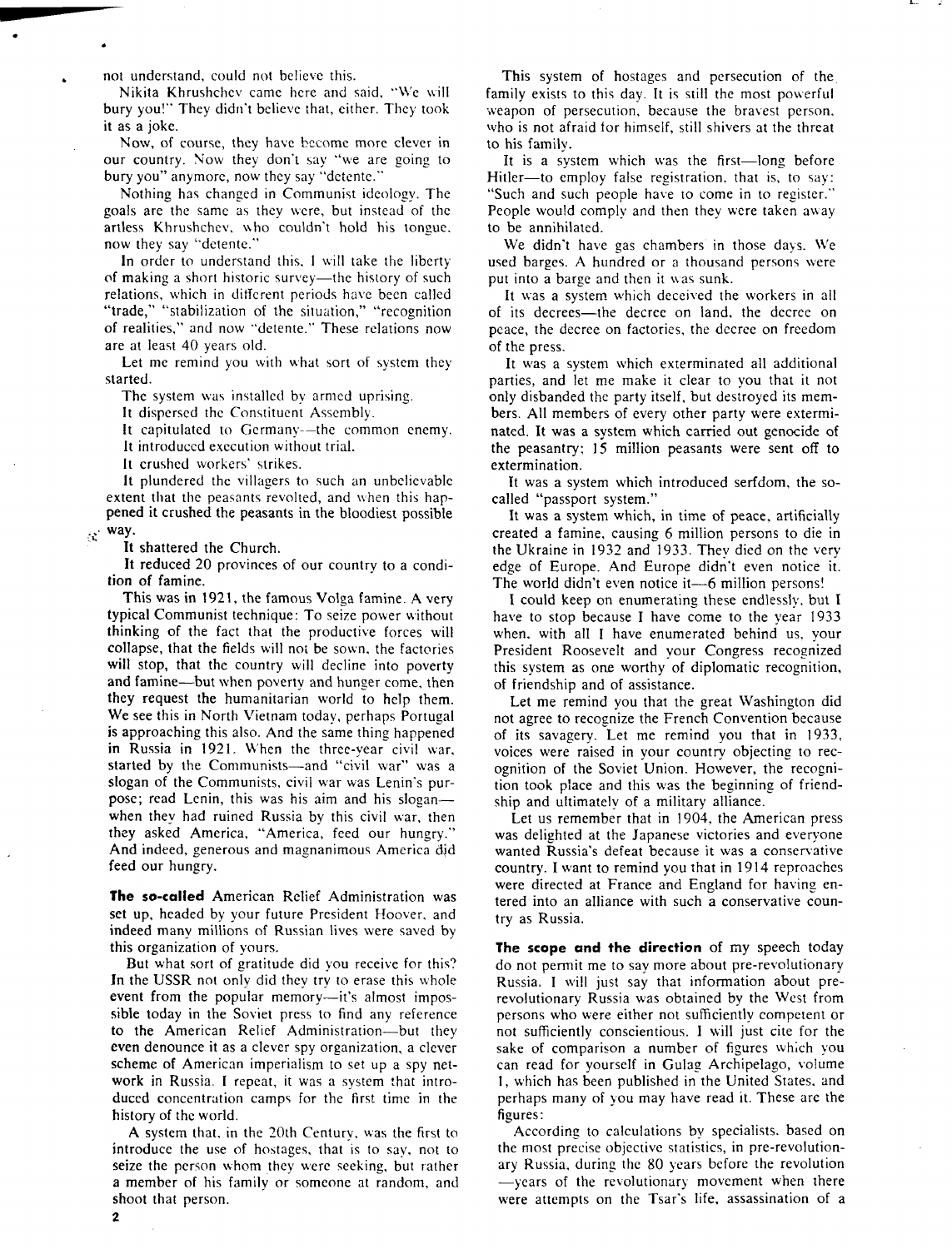not understand, could not believe this.

Nikita Khrushchev came here and said, "We will bury you!" They didn't believe that, either. They took it as a joke.

Now, of course, they have become more clever in our country. Now they don't say "we are going to bury you" anymore, now they say "detente."

Nothing has changed in Communist ideology. The goals are the same as they were, but instead of the artless Khrushchev, who couldn't hold his tongue, now they say "detente."

In order to understand this, I will take the liberty of making a short historic survey—the history of such relations, which in different periods have been called "trade," "stabilization of the situation," "recognition of realities," and now "detente." These relations now are at least 40 years old.

Let me remind you with what sort of system they started.

The system was installed by armed uprising.

It dispersed the Constituent Assembly.

It capitulated to Germany—the common enemy.

It introduced execution without trial.

It crushed workers' strikes.

It plundered the villagers to such an unbelievable extent that the peasants revolted, and when this happened it crushed the peasants in the bloodiest possible way.

It shattered the Church.

It reduced 20 provinces of our country to a condition of famine.

This was in 1921, the famous Volga famine. A very typical Communist technique: To seize power without thinking of the fact that the productive forces will collapse, that the fields will not be sown, the factories will stop, that the country will decline into poverty and famine—but when poverty and hunger come, then they request the humanitarian world to help them. We see this in North Vietnam today, perhaps Portugal is approaching this also. And the same thing happened in Russia in 1921. When the three-year civil war, started by the Communists—and "civil war" was a slogan of the Communists, civil war was Lenin's purpose; read Lenin, this was his aim and his slogan—when they had ruined Russia by this civil war, then they asked America, "America, feed our hungry." And indeed, generous and magnanimous America did feed our hungry.

**The so-called** American Relief Administration was set up, headed by your future President Hoover, and indeed many millions of Russian lives were saved by this organization of yours.

But what sort of gratitude did you receive for this? In the USSR not only did they try to erase this whole event from the popular memory—it's almost impossible today in the Soviet press to find any reference to the American Relief Administration—but they even denounce it as a clever spy organization, a clever scheme of American imperialism to set up a spy network in Russia. I repeat, it was a system that introduced concentration camps for the first time in the history of the world.

A system that, in the 20th Century, was the first to introduce the use of hostages, that is to say, not to seize the person whom they were seeking, but rather a member of his family or someone at random, and shoot that person.

This system of hostages and persecution of the family exists to this day. It is still the most powerful weapon of persecution, because the bravest person, who is not afraid for himself, still shivers at the threat to his family.

It is a system which was the first—long before Hitler—to employ false registration, that is, to say: "Such and such people have to come in to register." People would comply and then they were taken away to be annihilated.

We didn't have gas chambers in those days. We used barges. A hundred or a thousand persons were put into a barge and then it was sunk.

It was a system which deceived the workers in all of its decrees—the decree on land, the decree on peace, the decree on factories, the decree on freedom of the press.

It was a system which exterminated all additional parties, and let me make it clear to you that it not only disbanded the party itself, but destroyed its members. All members of every other party were exterminated. It was a system which carried out genocide of the peasantry; 15 million peasants were sent off to extermination.

It was a system which introduced serfdom, the so-called "passport system."

It was a system which, in time of peace, artificially created a famine, causing 6 million persons to die in the Ukraine in 1932 and 1933. They died on the very edge of Europe. And Europe didn't even notice it. The world didn't even notice it—6 million persons!

I could keep on enumerating these endlessly, but I have to stop because I have come to the year 1933 when, with all I have enumerated behind us, your President Roosevelt and your Congress recognized this system as one worthy of diplomatic recognition, of friendship and of assistance.

Let me remind you that the great Washington did not agree to recognize the French Convention because of its savagery. Let me remind you that in 1933, voices were raised in your country objecting to recognition of the Soviet Union. However, the recognition took place and this was the beginning of friendship and ultimately of a military alliance.

Let us remember that in 1904, the American press was delighted at the Japanese victories and everyone wanted Russia's defeat because it was a conservative country. I want to remind you that in 1914 reproaches were directed at France and England for having entered into an alliance with such a conservative country as Russia.

**The scope and the direction** of my speech today do not permit me to say more about pre-revolutionary Russia. I will just say that information about pre-revolutionary Russia was obtained by the West from persons who were either not sufficiently competent or not sufficiently conscientious. I will just cite for the sake of comparison a number of figures which you can read for yourself in Gulag Archipelago, volume 1, which has been published in the United States, and perhaps many of you may have read it. These are the figures:

According to calculations by specialists, based on the most precise objective statistics, in pre-revolutionary Russia, during the 80 years before the revolution —years of the revolutionary movement when there were attempts on the Tsar's life, assassination of a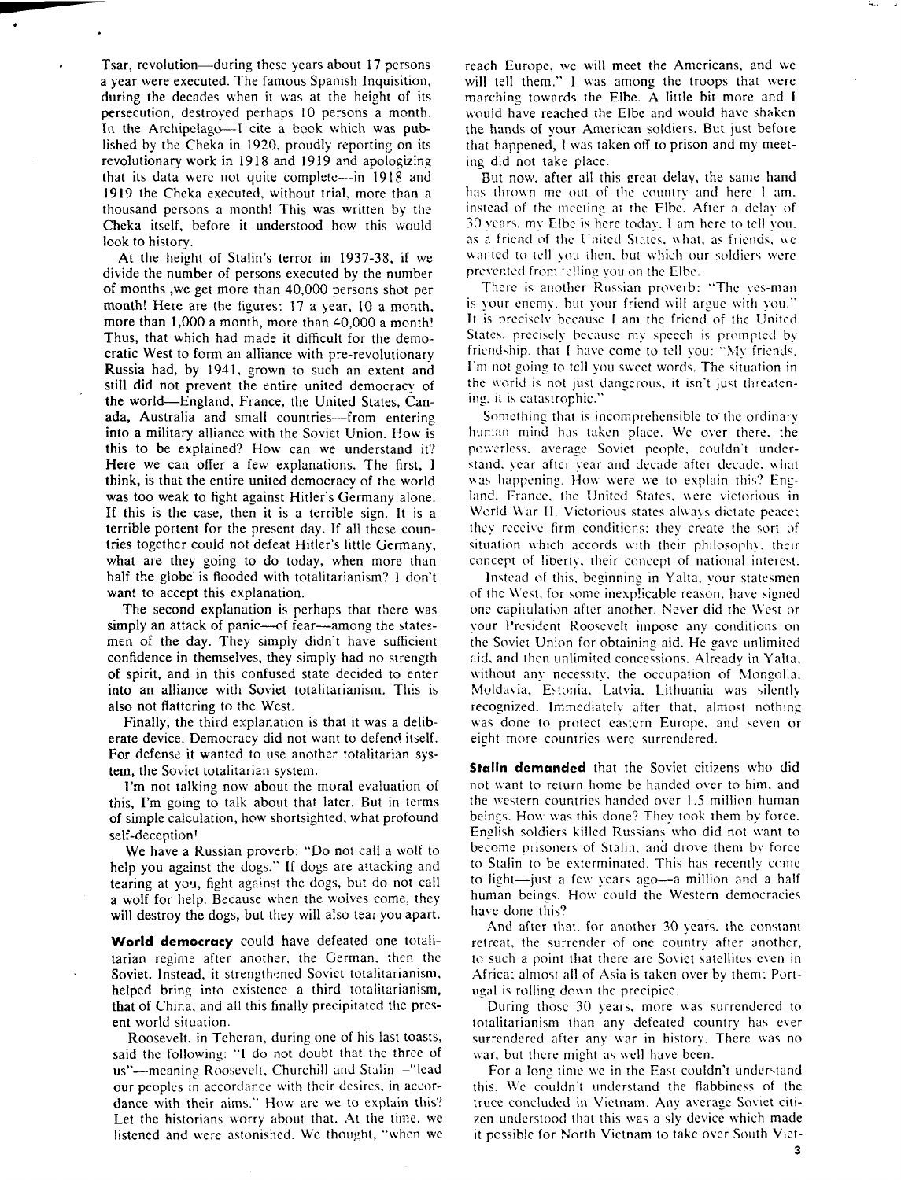Tsar, revolution—during these years about 17 persons a year were executed. The famous Spanish Inquisition, during the decades when it was at the height of its persecution, destroyed perhaps 10 persons a month. In the Archipelago—I cite a book which was published by the Cheka in 1920, proudly reporting on its revolutionary work in 1918 and 1919 and apologizing that its data were not quite complete—in 1918 and 1919 the Cheka executed, without trial, more than a thousand persons a month! This was written by the Cheka itself, before it understood how this would look to history.

At the height of Stalin's terror in 1937-38, if we divide the number of persons executed by the number of months ,we get more than 40,000 persons shot per month! Here are the figures: 17 a year, 10 a month, more than 1,000 a month, more than 40,000 a month! Thus, that which had made it difficult for the democratic West to form an alliance with pre-revolutionary Russia had, by 1941, grown to such an extent and still did not prevent the entire united democracy of the world—England, France, the United States, Canada, Australia and small countries—from entering into a military alliance with the Soviet Union. How is this to be explained? How can we understand it? Here we can offer a few explanations. The first, I think, is that the entire united democracy of the world was too weak to fight against Hitler's Germany alone. If this is the case, then it is a terrible sign. It is a terrible portent for the present day. If all these countries together could not defeat Hitler's little Germany, what are they going to do today, when more than half the globe is flooded with totalitarianism? I don't want to accept this explanation.

The second explanation is perhaps that there was simply an attack of panic—of fear—among the statesmen of the day. They simply didn't have sufficient confidence in themselves, they simply had no strength of spirit, and in this confused state decided to enter into an alliance with Soviet totalitarianism. This is also not flattering to the West.

Finally, the third explanation is that it was a deliberate device. Democracy did not want to defend itself. For defense it wanted to use another totalitarian system, the Soviet totalitarian system.

I'm not talking now about the moral evaluation of this, I'm going to talk about that later. But in terms of simple calculation, how shortsighted, what profound self-deception!

We have a Russian proverb: "Do not call a wolf to help you against the dogs." If dogs are attacking and tearing at you, fight against the dogs, but do not call a wolf for help. Because when the wolves come, they will destroy the dogs, but they will also tear you apart.

**World democracy** could have defeated one totalitarian regime after another, the German, then the Soviet. Instead, it strengthened Soviet totalitarianism, helped bring into existence a third totalitarianism, that of China, and all this finally precipitated the present world situation.

Roosevelt, in Teheran, during one of his last toasts, said the following: "I do not doubt that the three of us"—meaning Roosevelt, Churchill and Stalin—"lead our peoples in accordance with their desires, in accordance with their aims." How are we to explain this? Let the historians worry about that. At the time, we listened and were astonished. We thought, "when we reach Europe, we will meet the Americans, and we will tell them." I was among the troops that were marching towards the Elbe. A little bit more and I would have reached the Elbe and would have shaken the hands of your American soldiers. But just before that happened, I was taken off to prison and my meeting did not take place.

But now, after all this great delay, the same hand has thrown me out of the country and here I am, instead of the meeting at the Elbe. After a delay of 30 years, my Elbe is here today. I am here to tell you, as a friend of the United States, what, as friends, we wanted to tell you then, but which our soldiers were prevented from telling you on the Elbe.

There is another Russian proverb: "The yes-man is your enemy, but your friend will argue with you." It is precisely because I am the friend of the United States, precisely because my speech is prompted by friendship, that I have come to tell you: "My friends, I'm not going to tell you sweet words. The situation in the world is not just dangerous, it isn't just threatening, it is catastrophic."

Something that is incomprehensible to the ordinary human mind has taken place. We over there, the powerless, average Soviet people, couldn't understand, year after year and decade after decade, what was happening. How were we to explain this? England, France, the United States, were victorious in World War II. Victorious states always dictate peace; they receive firm conditions; they create the sort of situation which accords with their philosophy, their concept of liberty, their concept of national interest.

Instead of this, beginning in Yalta, your statesmen of the West, for some inexplicable reason, have signed one capitulation after another. Never did the West or your President Roosevelt impose any conditions on the Soviet Union for obtaining aid. He gave unlimited aid, and then unlimited concessions. Already in Yalta, without any necessity, the occupation of Mongolia, Moldavia, Estonia, Latvia, Lithuania was silently recognized. Immediately after that, almost nothing was done to protect eastern Europe, and seven or eight more countries were surrendered.

**Stalin demanded** that the Soviet citizens who did not want to return home be handed over to him, and the western countries handed over 1.5 million human beings. How was this done? They took them by force. English soldiers killed Russians who did not want to become prisoners of Stalin, and drove them by force to Stalin to be exterminated. This has recently come to light—just a few years ago—a million and a half human beings. How could the Western democracies have done this?

And after that, for another 30 years, the constant retreat, the surrender of one country after another, to such a point that there are Soviet satellites even in Africa; almost all of Asia is taken over by them; Portugal is rolling down the precipice.

During those 30 years, more was surrendered to totalitarianism than any defeated country has ever surrendered after any war in history. There was no war, but there might as well have been.

For a long time we in the East couldn't understand this. We couldn't understand the flabbiness of the truce concluded in Vietnam. Any average Soviet citizen understood that this was a sly device which made it possible for North Vietnam to take over South Viet-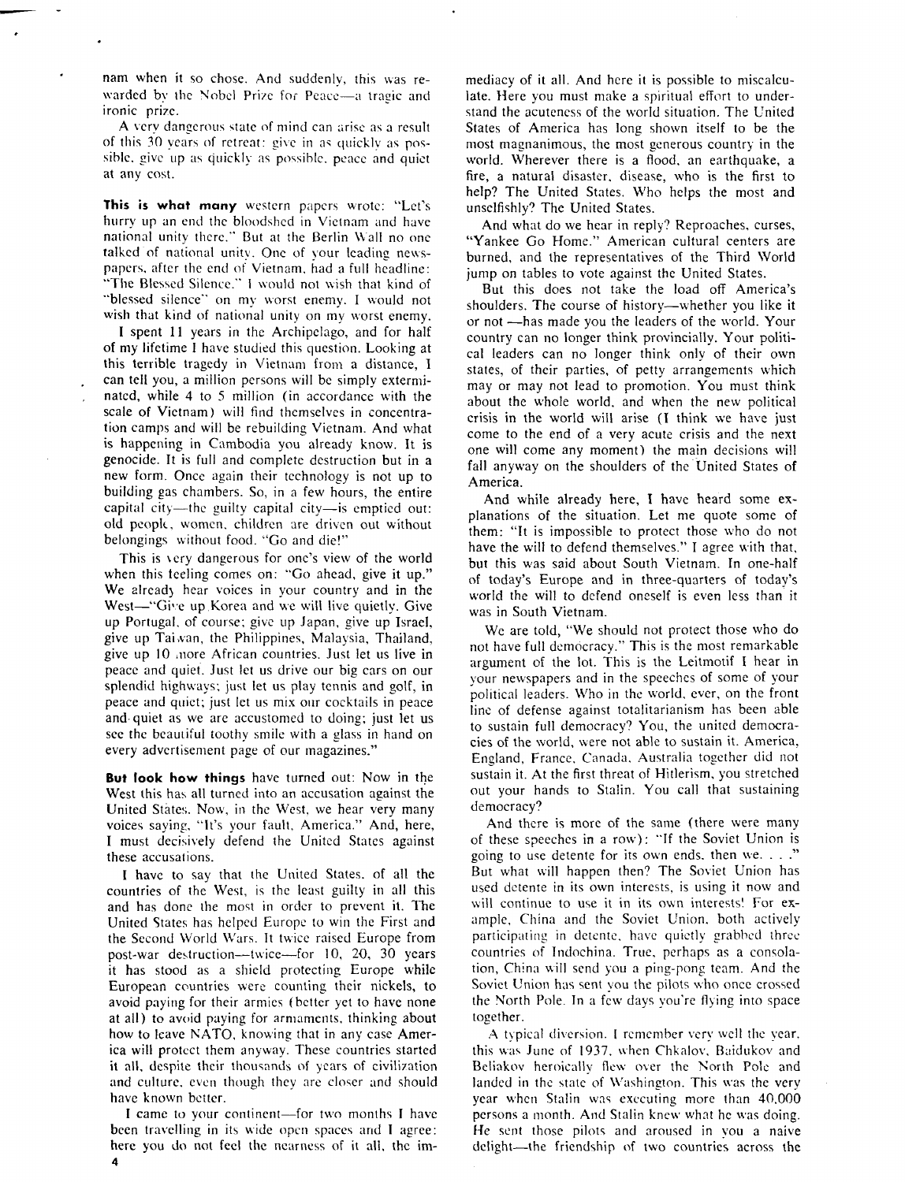nam when it so chose. And suddenly, this was rewarded by the Nobel Prize for Peace—a tragic and ironic prize.

A very dangerous state of mind can arise as a result of this 30 years of retreat: give in as quickly as possible, give up as quickly as possible, peace and quiet at any cost.

**This is what many** western papers wrote: "Let's hurry up an end the bloodshed in Vietnam and have national unity there." But at the Berlin Wall no one talked of national unity. One of your leading newspapers, after the end of Vietnam, had a full headline: "The Blessed Silence." I would not wish that kind of "blessed silence" on my worst enemy. I would not wish that kind of national unity on my worst enemy.

I spent 11 years in the Archipelago, and for half of my lifetime I have studied this question. Looking at this terrible tragedy in Vietnam from a distance, I can tell you, a million persons will be simply exterminated, while 4 to 5 million (in accordance with the scale of Vietnam) will find themselves in concentration camps and will be rebuilding Vietnam. And what is happening in Cambodia you already know. It is genocide. It is full and complete destruction but in a new form. Once again their technology is not up to building gas chambers. So, in a few hours, the entire capital city—the guilty capital city—is emptied out: old people, women, children are driven out without belongings without food. "Go and die!"

This is very dangerous for one's view of the world when this feeling comes on: "Go ahead, give it up." We already hear voices in your country and in the West—"Give up Korea and we will live quietly. Give up Portugal, of course; give up Japan, give up Israel, give up Taiwan, the Philippines, Malaysia, Thailand, give up 10 more African countries. Just let us live in peace and quiet. Just let us drive our big cars on our splendid highways; just let us play tennis and golf, in peace and quiet; just let us mix our cocktails in peace and quiet as we are accustomed to doing; just let us see the beautiful toothy smile with a glass in hand on every advertisement page of our magazines."

**But look how things** have turned out: Now in the West this has all turned into an accusation against the United States. Now, in the West, we hear very many voices saying, "It's your fault, America." And, here, I must decisively defend the United States against these accusations.

I have to say that the United States, of all the countries of the West, is the least guilty in all this and has done the most in order to prevent it. The United States has helped Europe to win the First and the Second World Wars. It twice raised Europe from post-war destruction—twice—for 10, 20, 30 years it has stood as a shield protecting Europe while European countries were counting their nickels, to avoid paying for their armies (better yet to have none at all) to avoid paying for armaments, thinking about how to leave NATO, knowing that in any case America will protect them anyway. These countries started it all, despite their thousands of years of civilization and culture, even though they are closer and should have known better.

I came to your continent—for two months I have been travelling in its wide open spaces and I agree: here you do not feel the nearness of it all, the immediacy of it all. And here it is possible to miscalculate. Here you must make a spiritual effort to understand the acuteness of the world situation. The United States of America has long shown itself to be the most magnanimous, the most generous country in the world. Wherever there is a flood, an earthquake, a fire, a natural disaster, disease, who is the first to help? The United States. Who helps the most and unselfishly? The United States.

And what do we hear in reply? Reproaches, curses, "Yankee Go Home." American cultural centers are burned, and the representatives of the Third World jump on tables to vote against the United States.

But this does not take the load off America's shoulders. The course of history—whether you like it or not —has made you the leaders of the world. Your country can no longer think provincially. Your political leaders can no longer think only of their own states, of their parties, of petty arrangements which may or may not lead to promotion. You must think about the whole world, and when the new political crisis in the world will arise (I think we have just come to the end of a very acute crisis and the next one will come any moment) the main decisions will fall anyway on the shoulders of the United States of America.

And while already here, I have heard some explanations of the situation. Let me quote some of them: "It is impossible to protect those who do not have the will to defend themselves." I agree with that, but this was said about South Vietnam. In one-half of today's Europe and in three-quarters of today's world the will to defend oneself is even less than it was in South Vietnam.

We are told, "We should not protect those who do not have full democracy." This is the most remarkable argument of the lot. This is the Leitmotif I hear in your newspapers and in the speeches of some of your political leaders. Who in the world, ever, on the front line of defense against totalitarianism has been able to sustain full democracy? You, the united democracies of the world, were not able to sustain it. America, England, France, Canada, Australia together did not sustain it. At the first threat of Hitlerism, you stretched out your hands to Stalin. You call that sustaining democracy?

And there is more of the same (there were many of these speeches in a row): "If the Soviet Union is going to use detente for its own ends, then we. . . ." But what will happen then? The Soviet Union has used detente in its own interests, is using it now and will continue to use it in its own interests! For example, China and the Soviet Union, both actively participating in detente, have quietly grabbed three countries of Indochina. True, perhaps as a consolation, China will send you a ping-pong team. And the Soviet Union has sent you the pilots who once crossed the North Pole. In a few days you're flying into space together.

A typical diversion. I remember very well the year, this was June of 1937, when Chkalov, Baidukov and Beliakov heroically flew over the North Pole and landed in the state of Washington. This was the very year when Stalin was executing more than 40,000 persons a month. And Stalin knew what he was doing. He sent those pilots and aroused in you a naive delight—the friendship of two countries across the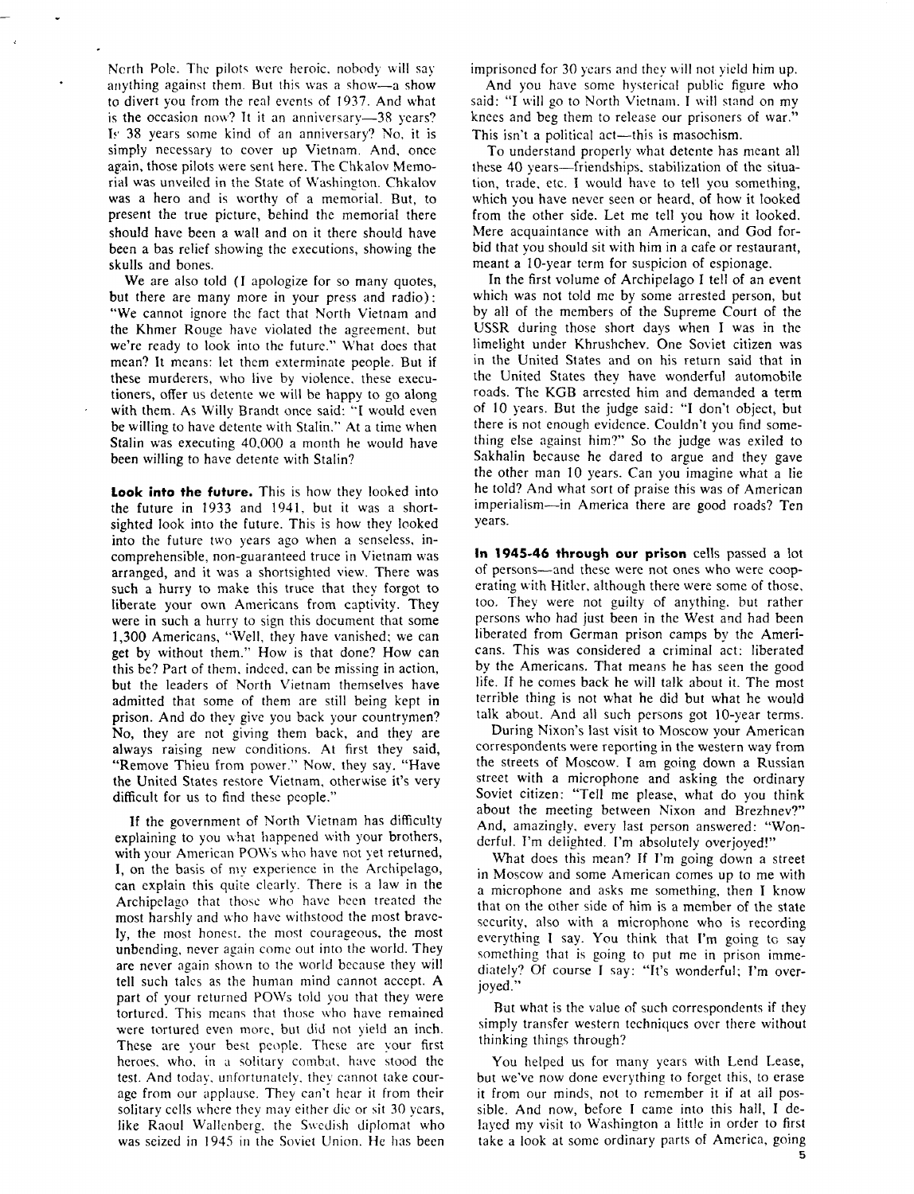North Pole. The pilots were heroic, nobody will say anything against them. But this was a show—a show to divert you from the real events of 1937. And what is the occasion now? It it an anniversary—38 years? Is 38 years some kind of an anniversary? No, it is simply necessary to cover up Vietnam. And, once again, those pilots were sent here. The Chkalov Memorial was unveiled in the State of Washington. Chkalov was a hero and is worthy of a memorial. But, to present the true picture, behind the memorial there should have been a wall and on it there should have been a bas relief showing the executions, showing the skulls and bones.

We are also told (I apologize for so many quotes, but there are many more in your press and radio): "We cannot ignore the fact that North Vietnam and the Khmer Rouge have violated the agreement, but we're ready to look into the future." What does that mean? It means: let them exterminate people. But if these murderers, who live by violence, these executioners, offer us detente we will be happy to go along with them. As Willy Brandt once said: "I would even be willing to have detente with Stalin." At a time when Stalin was executing 40,000 a month he would have been willing to have detente with Stalin?

**Look into the future.** This is how they looked into the future in 1933 and 1941, but it was a shortsighted look into the future. This is how they looked into the future two years ago when a senseless, incomprehensible, non-guaranteed truce in Vietnam was arranged, and it was a shortsighted view. There was such a hurry to make this truce that they forgot to liberate your own Americans from captivity. They were in such a hurry to sign this document that some 1,300 Americans, "Well, they have vanished; we can get by without them." How is that done? How can this be? Part of them, indeed, can be missing in action, but the leaders of North Vietnam themselves have admitted that some of them are still being kept in prison. And do they give you back your countrymen? No, they are not giving them back, and they are always raising new conditions. At first they said, "Remove Thieu from power." Now, they say, "Have the United States restore Vietnam, otherwise it's very difficult for us to find these people."

If the government of North Vietnam has difficulty explaining to you what happened with your brothers, with your American POWs who have not yet returned, I, on the basis of my experience in the Archipelago, can explain this quite clearly. There is a law in the Archipelago that those who have been treated the most harshly and who have withstood the most bravely, the most honest, the most courageous, the most unbending, never again come out into the world. They are never again shown to the world because they will tell such tales as the human mind cannot accept. A part of your returned POWs told you that they were tortured. This means that those who have remained were tortured even more, but did not yield an inch. These are your best people. These are your first heroes, who, in a solitary combat, have stood the test. And today, unfortunately, they cannot take courage from our applause. They can't hear it from their solitary cells where they may either die or sit 30 years, like Raoul Wallenberg, the Swedish diplomat who was seized in 1945 in the Soviet Union. He has been imprisoned for 30 years and they will not yield him up.

And you have some hysterical public figure who said: "I will go to North Vietnam. I will stand on my knees and beg them to release our prisoners of war." This isn't a political act—this is masochism.

To understand properly what detente has meant all these 40 years—friendships, stabilization of the situation, trade, etc. I would have to tell you something, which you have never seen or heard, of how it looked from the other side. Let me tell you how it looked. Mere acquaintance with an American, and God forbid that you should sit with him in a cafe or restaurant, meant a 10-year term for suspicion of espionage.

In the first volume of Archipelago I tell of an event which was not told me by some arrested person, but by all of the members of the Supreme Court of the USSR during those short days when I was in the limelight under Khrushchev. One Soviet citizen was in the United States and on his return said that in the United States they have wonderful automobile roads. The KGB arrested him and demanded a term of 10 years. But the judge said: "I don't object, but there is not enough evidence. Couldn't you find something else against him?" So the judge was exiled to Sakhalin because he dared to argue and they gave the other man 10 years. Can you imagine what a lie he told? And what sort of praise this was of American imperialism—in America there are good roads? Ten years.

**In 1945-46 through our prison** cells passed a lot of persons—and these were not ones who were cooperating with Hitler, although there were some of those, too. They were not guilty of anything, but rather persons who had just been in the West and had been liberated from German prison camps by the Americans. This was considered a criminal act: liberated by the Americans. That means he has seen the good life. If he comes back he will talk about it. The most terrible thing is not what he did but what he would talk about. And all such persons got 10-year terms.

During Nixon's last visit to Moscow your American correspondents were reporting in the western way from the streets of Moscow. I am going down a Russian street with a microphone and asking the ordinary Soviet citizen: "Tell me please, what do you think about the meeting between Nixon and Brezhnev?" And, amazingly, every last person answered: "Wonderful. I'm delighted. I'm absolutely overjoyed!"

What does this mean? If I'm going down a street in Moscow and some American comes up to me with a microphone and asks me something, then I know that on the other side of him is a member of the state security, also with a microphone who is recording everything I say. You think that I'm going to say something that is going to put me in prison immediately? Of course I say: "It's wonderful; I'm overjoyed."

But what is the value of such correspondents if they simply transfer western techniques over there without thinking things through?

You helped us for many years with Lend Lease, but we've now done everything to forget this, to erase it from our minds, not to remember it if at all possible. And now, before I came into this hall, I delayed my visit to Washington a little in order to first take a look at some ordinary parts of America, going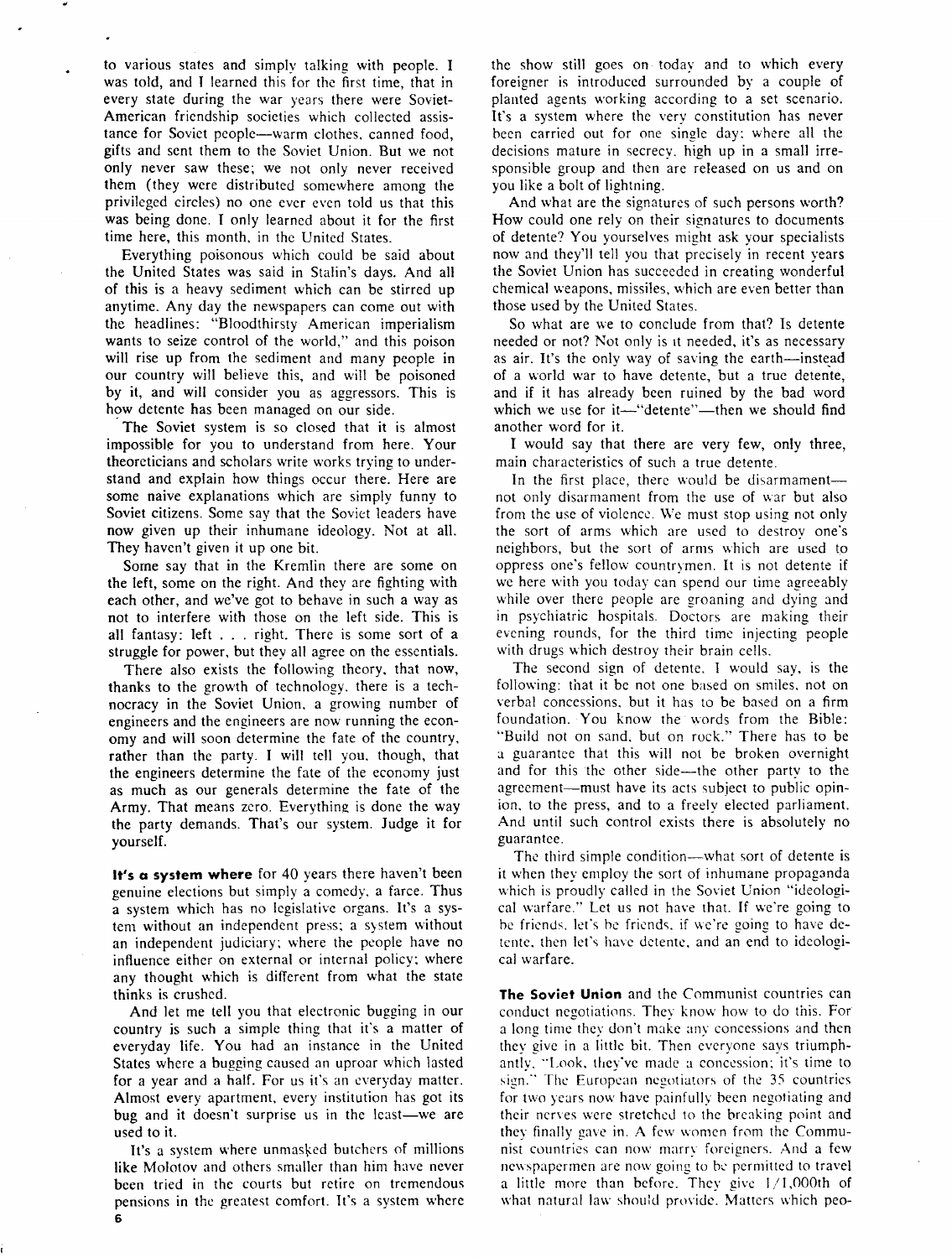to various states and simply talking with people. I was told, and I learned this for the first time, that in every state during the war years there were Soviet-American friendship societies which collected assistance for Soviet people—warm clothes, canned food, gifts and sent them to the Soviet Union. But we not only never saw these; we not only never received them (they were distributed somewhere among the privileged circles) no one ever even told us that this was being done. I only learned about it for the first time here, this month, in the United States.

Everything poisonous which could be said about the United States was said in Stalin's days. And all of this is a heavy sediment which can be stirred up anytime. Any day the newspapers can come out with the headlines: "Bloodthirsty American imperialism wants to seize control of the world," and this poison will rise up from the sediment and many people in our country will believe this, and will be poisoned by it, and will consider you as aggressors. This is how detente has been managed on our side.

The Soviet system is so closed that it is almost impossible for you to understand from here. Your theoreticians and scholars write works trying to understand and explain how things occur there. Here are some naive explanations which are simply funny to Soviet citizens. Some say that the Soviet leaders have now given up their inhumane ideology. Not at all. They haven't given it up one bit.

Some say that in the Kremlin there are some on the left, some on the right. And they are fighting with each other, and we've got to behave in such a way as not to interfere with those on the left side. This is all fantasy: left . . . right. There is some sort of a struggle for power, but they all agree on the essentials.

There also exists the following theory, that now, thanks to the growth of technology, there is a technocracy in the Soviet Union, a growing number of engineers and the engineers are now running the economy and will soon determine the fate of the country, rather than the party. I will tell you, though, that the engineers determine the fate of the economy just as much as our generals determine the fate of the Army. That means zero. Everything is done the way the party demands. That's our system. Judge it for yourself.

**It's a system where** for 40 years there haven't been genuine elections but simply a comedy, a farce. Thus a system which has no legislative organs. It's a system without an independent press; a system without an independent judiciary; where the people have no influence either on external or internal policy; where any thought which is different from what the state thinks is crushed.

And let me tell you that electronic bugging in our country is such a simple thing that it's a matter of everyday life. You had an instance in the United States where a bugging caused an uproar which lasted for a year and a half. For us it's an everyday matter. Almost every apartment, every institution has got its bug and it doesn't surprise us in the least—we are used to it.

It's a system where unmasked butchers of millions like Molotov and others smaller than him have never been tried in the courts but retire on tremendous pensions in the greatest comfort. It's a system where the show still goes on today and to which every foreigner is introduced surrounded by a couple of planted agents working according to a set scenario. It's a system where the very constitution has never been carried out for one single day; where all the decisions mature in secrecy, high up in a small irresponsible group and then are released on us and on you like a bolt of lightning.

And what are the signatures of such persons worth? How could one rely on their signatures to documents of detente? You yourselves might ask your specialists now and they'll tell you that precisely in recent years the Soviet Union has succeeded in creating wonderful chemical weapons, missiles, which are even better than those used by the United States.

So what are we to conclude from that? Is detente needed or not? Not only is it needed, it's as necessary as air. It's the only way of saving the earth—instead of a world war to have detente, but a true detente, and if it has already been ruined by the bad word which we use for it—"detente"—then we should find another word for it.

I would say that there are very few, only three, main characteristics of such a true detente.

In the first place, there would be disarmament—not only disarmament from the use of war but also from the use of violence. We must stop using not only the sort of arms which are used to destroy one's neighbors, but the sort of arms which are used to oppress one's fellow countrymen. It is not detente if we here with you today can spend our time agreeably while over there people are groaning and dying and in psychiatric hospitals. Doctors are making their evening rounds, for the third time injecting people with drugs which destroy their brain cells.

The second sign of detente, I would say, is the following: that it be not one based on smiles, not on verbal concessions, but it has to be based on a firm foundation. You know the words from the Bible: "Build not on sand, but on rock." There has to be a guarantee that this will not be broken overnight and for this the other side—the other party to the agreement—must have its acts subject to public opinion, to the press, and to a freely elected parliament. And until such control exists there is absolutely no guarantee.

The third simple condition—what sort of detente is it when they employ the sort of inhumane propaganda which is proudly called in the Soviet Union "ideological warfare." Let us not have that. If we're going to be friends, let's be friends, if we're going to have detente, then let's have detente, and an end to ideological warfare.

**The Soviet Union** and the Communist countries can conduct negotiations. They know how to do this. For a long time they don't make any concessions and then they give in a little bit. Then everyone says triumphantly, "Look, they've made a concession; it's time to sign." The European negotiators of the 35 countries for two years now have painfully been negotiating and their nerves were stretched to the breaking point and they finally gave in. A few women from the Communist countries can now marry foreigners. And a few newspapermen are now going to be permitted to travel a little more than before. They give 1/1,000th of what natural law should provide. Matters which peo-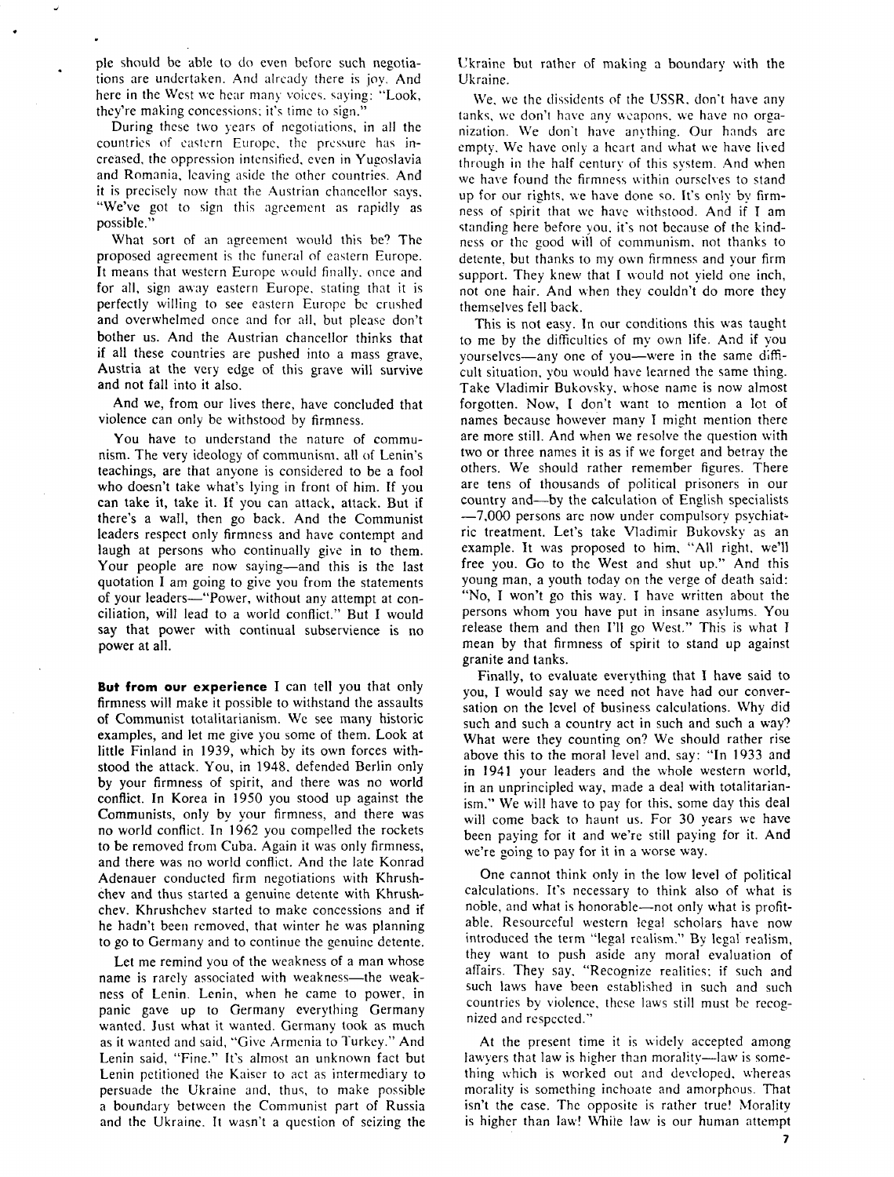ple should be able to do even before such negotiations are undertaken. And already there is joy. And here in the West we hear many voices, saying: "Look, they're making concessions; it's time to sign."

During these two years of negotiations, in all the countries of eastern Europe, the pressure has increased, the oppression intensified, even in Yugoslavia and Romania, leaving aside the other countries. And it is precisely now that the Austrian chancellor says, "We've got to sign this agreement as rapidly as possible."

What sort of an agreement would this be? The proposed agreement is the funeral of eastern Europe. It means that western Europe would finally, once and for all, sign away eastern Europe, stating that it is perfectly willing to see eastern Europe be crushed and overwhelmed once and for all, but please don't bother us. And the Austrian chancellor thinks that if all these countries are pushed into a mass grave, Austria at the very edge of this grave will survive and not fall into it also.

And we, from our lives there, have concluded that violence can only be withstood by firmness.

You have to understand the nature of communism. The very ideology of communism, all of Lenin's teachings, are that anyone is considered to be a fool who doesn't take what's lying in front of him. If you can take it, take it. If you can attack, attack. But if there's a wall, then go back. And the Communist leaders respect only firmness and have contempt and laugh at persons who continually give in to them. Your people are now saying—and this is the last quotation I am going to give you from the statements of your leaders—"Power, without any attempt at conciliation, will lead to a world conflict." But I would say that power with continual subservience is no power at all.

**But from our experience** I can tell you that only firmness will make it possible to withstand the assaults of Communist totalitarianism. We see many historic examples, and let me give you some of them. Look at little Finland in 1939, which by its own forces withstood the attack. You, in 1948, defended Berlin only by your firmness of spirit, and there was no world conflict. In Korea in 1950 you stood up against the Communists, only by your firmness, and there was no world conflict. In 1962 you compelled the rockets to be removed from Cuba. Again it was only firmness, and there was no world conflict. And the late Konrad Adenauer conducted firm negotiations with Khrushchev and thus started a genuine detente with Khrushchev. Khrushchev started to make concessions and if he hadn't been removed, that winter he was planning to go to Germany and to continue the genuine detente.

Let me remind you of the weakness of a man whose name is rarely associated with weakness—the weakness of Lenin. Lenin, when he came to power, in panic gave up to Germany everything Germany wanted. Just what it wanted. Germany took as much as it wanted and said, "Give Armenia to Turkey." And Lenin said, "Fine." It's almost an unknown fact but Lenin petitioned the Kaiser to act as intermediary to persuade the Ukraine and, thus, to make possible a boundary between the Communist part of Russia and the Ukraine. It wasn't a question of seizing the Ukraine but rather of making a boundary with the Ukraine.

We, we the dissidents of the USSR, don't have any tanks, we don't have any weapons, we have no organization. We don't have anything. Our hands are empty. We have only a heart and what we have lived through in the half century of this system. And when we have found the firmness within ourselves to stand up for our rights, we have done so. It's only by firmness of spirit that we have withstood. And if I am standing here before you, it's not because of the kindness or the good will of communism, not thanks to detente, but thanks to my own firmness and your firm support. They knew that I would not yield one inch, not one hair. And when they couldn't do more they themselves fell back.

This is not easy. In our conditions this was taught to me by the difficulties of my own life. And if you yourselves—any one of you—were in the same difficult situation, you would have learned the same thing. Take Vladimir Bukovsky, whose name is now almost forgotten. Now, I don't want to mention a lot of names because however many I might mention there are more still. And when we resolve the question with two or three names it is as if we forget and betray the others. We should rather remember figures. There are tens of thousands of political prisoners in our country and—by the calculation of English specialists—7,000 persons are now under compulsory psychiatric treatment. Let's take Vladimir Bukovsky as an example. It was proposed to him, "All right, we'll free you. Go to the West and shut up." And this young man, a youth today on the verge of death said: "No, I won't go this way. I have written about the persons whom you have put in insane asylums. You release them and then I'll go West." This is what I mean by that firmness of spirit to stand up against granite and tanks.

Finally, to evaluate everything that I have said to you, I would say we need not have had our conversation on the level of business calculations. Why did such and such a country act in such and such a way? What were they counting on? We should rather rise above this to the moral level and, say: "In 1933 and in 1941 your leaders and the whole western world, in an unprincipled way, made a deal with totalitarianism." We will have to pay for this, some day this deal will come back to haunt us. For 30 years we have been paying for it and we're still paying for it. And we're going to pay for it in a worse way.

One cannot think only in the low level of political calculations. It's necessary to think also of what is noble, and what is honorable—not only what is profitable. Resourceful western legal scholars have now introduced the term "legal realism." By legal realism, they want to push aside any moral evaluation of affairs. They say, "Recognize realities; if such and such laws have been established in such and such countries by violence, these laws still must be recognized and respected."

At the present time it is widely accepted among lawyers that law is higher than morality—law is something which is worked out and developed, whereas morality is something inchoate and amorphous. That isn't the case. The opposite is rather true! Morality is higher than law! While law is our human attempt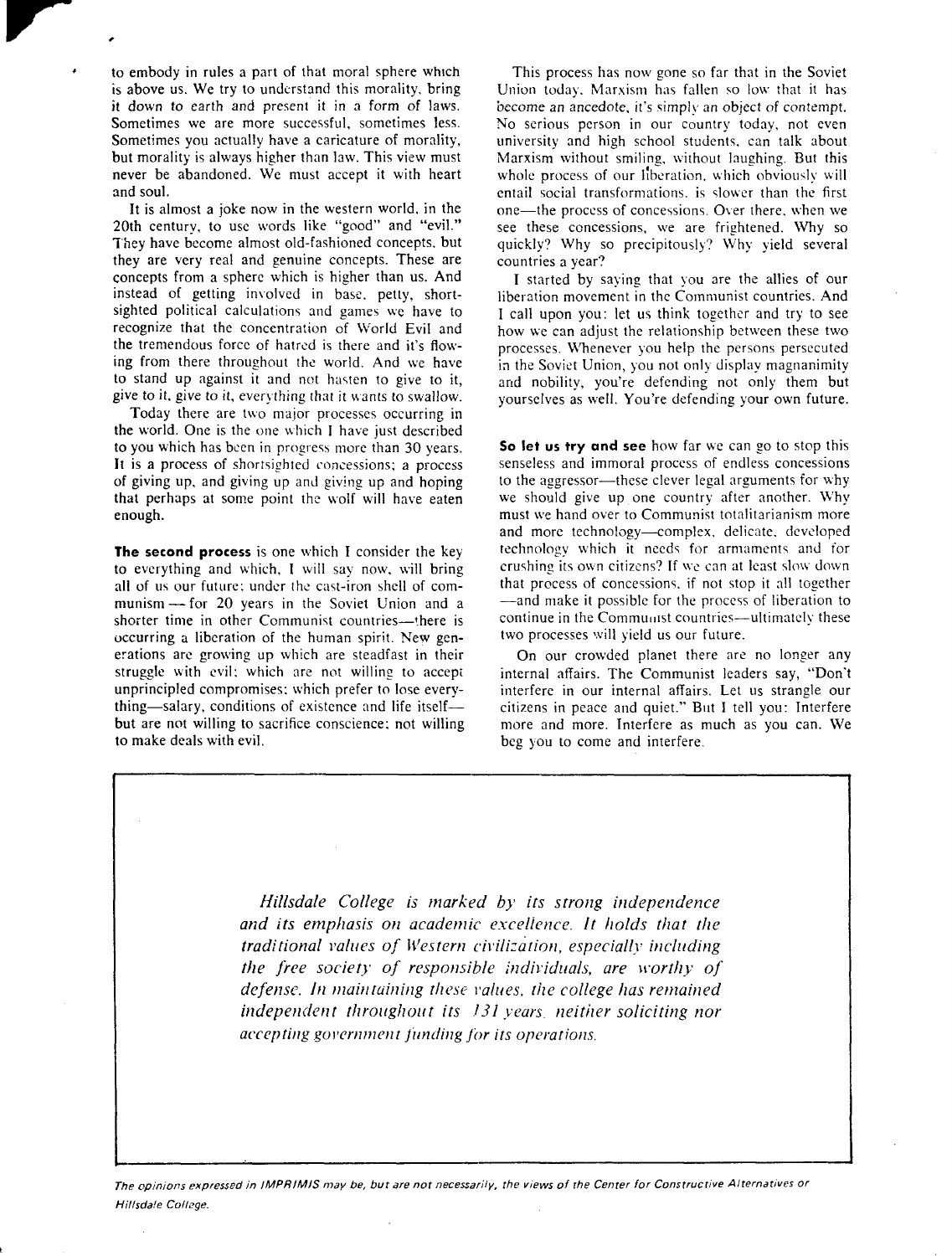to embody in rules a part of that moral sphere which is above us. We try to understand this morality, bring it down to earth and present it in a form of laws. Sometimes we are more successful, sometimes less. Sometimes you actually have a caricature of morality, but morality is always higher than law. This view must never be abandoned. We must accept it with heart and soul.

It is almost a joke now in the western world, in the 20th century, to use words like "good" and "evil." They have become almost old-fashioned concepts, but they are very real and genuine concepts. These are concepts from a sphere which is higher than us. And instead of getting involved in base, petty, short-sighted political calculations and games we have to recognize that the concentration of World Evil and the tremendous force of hatred is there and it's flowing from there throughout the world. And we have to stand up against it and not hasten to give to it, give to it, give to it, everything that it wants to swallow.

Today there are two major processes occurring in the world. One is the one which I have just described to you which has been in progress more than 30 years. It is a process of shortsighted concessions; a process of giving up, and giving up and giving up and hoping that perhaps at some point the wolf will have eaten enough.

**The second process** is one which I consider the key to everything and which, I will say now, will bring all of us our future; under the cast-iron shell of communism — for 20 years in the Soviet Union and a shorter time in other Communist countries—there is occurring a liberation of the human spirit. New generations are growing up which are steadfast in their struggle with evil; which are not willing to accept unprincipled compromises; which prefer to lose everything—salary, conditions of existence and life itself—but are not willing to sacrifice conscience; not willing to make deals with evil.

This process has now gone so far that in the Soviet Union today, Marxism has fallen so low that it has become an ancedote, it's simply an object of contempt. No serious person in our country today, not even university and high school students, can talk about Marxism without smiling, without laughing. But this whole process of our liberation, which obviously will entail social transformations, is slower than the first one—the process of concessions. Over there, when we see these concessions, we are frightened. Why so quickly? Why so precipitously? Why yield several countries a year?

I started by saying that you are the allies of our liberation movement in the Communist countries. And I call upon you: let us think together and try to see how we can adjust the relationship between these two processes. Whenever you help the persons persecuted in the Soviet Union, you not only display magnanimity and nobility, you're defending not only them but yourselves as well. You're defending your own future.

**So let us try and see** how far we can go to stop this senseless and immoral process of endless concessions to the aggressor—these clever legal arguments for why we should give up one country after another. Why must we hand over to Communist totalitarianism more and more technology—complex, delicate, developed technology which it needs for armaments and for crushing its own citizens? If we can at least slow down that process of concessions, if not stop it all together —and make it possible for the process of liberation to continue in the Communist countries—ultimately these two processes will yield us our future.

On our crowded planet there are no longer any internal affairs. The Communist leaders say, "Don't interfere in our internal affairs. Let us strangle our citizens in peace and quiet." But I tell you: Interfere more and more. Interfere as much as you can. We beg you to come and interfere.

*Hillsdale College is marked by its strong independence and its emphasis on academic excellence. It holds that the traditional values of Western civilization, especially including the free society of responsible individuals, are worthy of defense. In maintaining these values, the college has remained independent throughout its 131 years, neither soliciting nor accepting government funding for its operations.*

*The opinions expressed in IMPRIMIS may be, but are not necessarily, the views of the Center for Constructive Alternatives or Hillsdale College.*